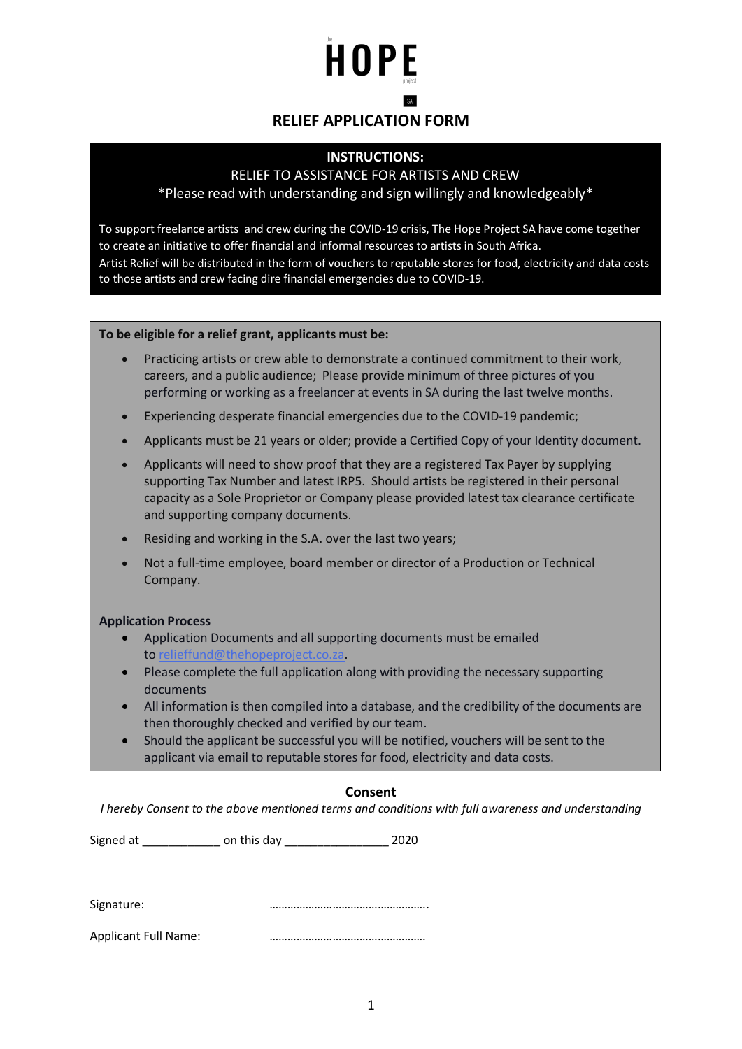# HOPE

SA

## RELIEF APPLICATION FORM

### INSTRUCTIONS:

RELIEF TO ASSISTANCE FOR ARTISTS AND CREW

*Please read with understanding and sign willingly and knowledgeably*

To support freelance artists and crew during the COVID-19 crisis, The Hope Project SA have come together to create an initiative to offer financial and informal resources to artists in South Africa.
Artist Relief will be distributed in the form of vouchers to reputable stores for food, electricity and data costs to those artists and crew facing dire financial emergencies due to COVID-19.

**To be eligible for a relief grant, applicants must be:**

- Practicing artists or crew able to demonstrate a continued commitment to their work, careers, and a public audience; Please provide minimum of three pictures of you performing or working as a freelancer at events in SA during the last twelve months.
- Experiencing desperate financial emergencies due to the COVID-19 pandemic;
- Applicants must be 21 years or older; provide a Certified Copy of your Identity document.
- Applicants will need to show proof that they are a registered Tax Payer by supplying supporting Tax Number and latest IRP5. Should artists be registered in their personal capacity as a Sole Proprietor or Company please provided latest tax clearance certificate and supporting company documents.
- Residing and working in the S.A. over the last two years;
- Not a full-time employee, board member or director of a Production or Technical Company.

**Application Process**

- Application Documents and all supporting documents must be emailed to relieffund@thehopeproject.co.za.
- Please complete the full application along with providing the necessary supporting documents
- All information is then compiled into a database, and the credibility of the documents are then thoroughly checked and verified by our team.
- Should the applicant be successful you will be notified, vouchers will be sent to the applicant via email to reputable stores for food, electricity and data costs.

**Consent**

*I hereby Consent to the above mentioned terms and conditions with full awareness and understanding*

Signed at ____________ on this day ________________ 2020

Signature: ……………………………………………..

Applicant Full Name: ……………………………………………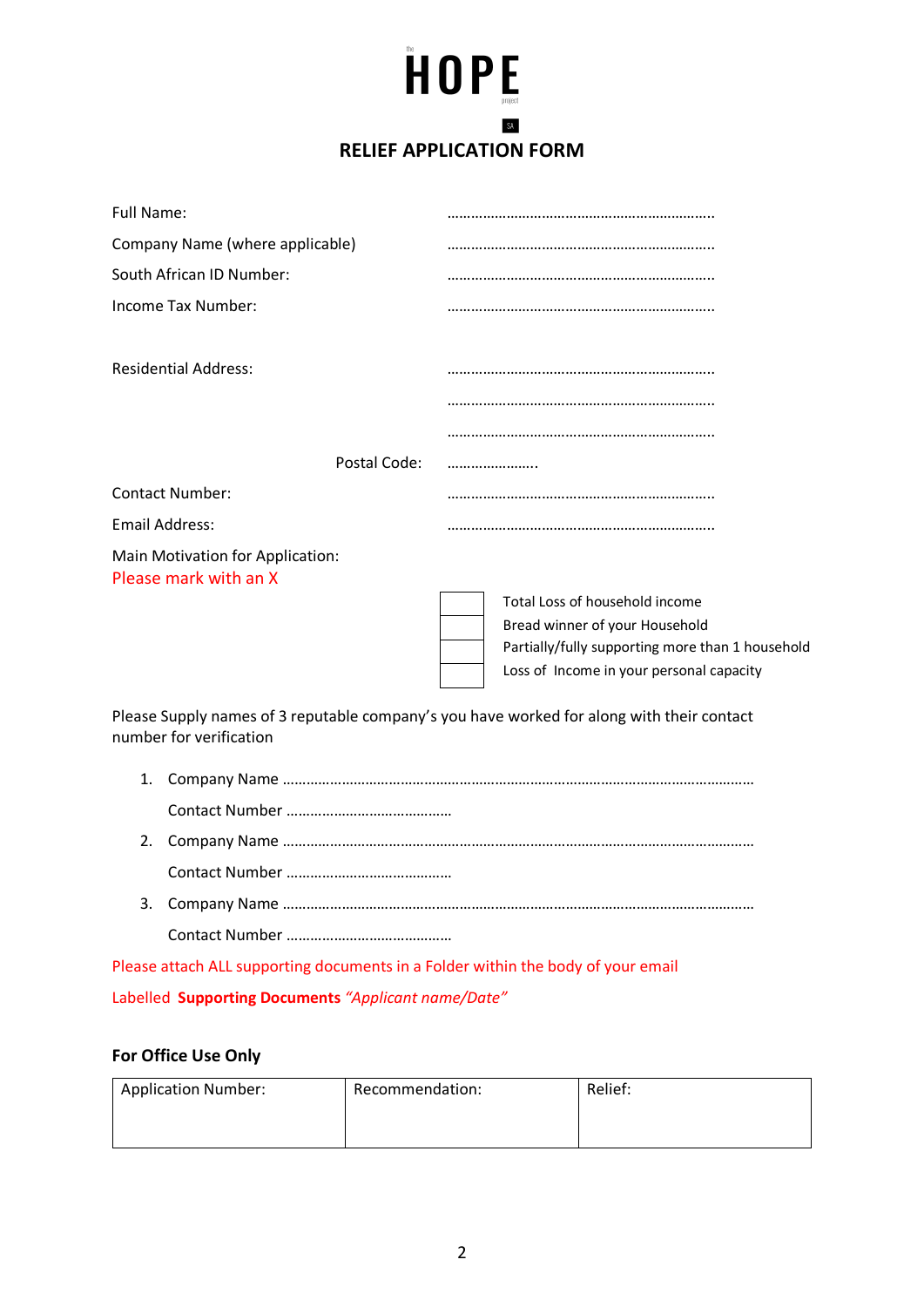# HOPE

the HOPE project SA

## RELIEF APPLICATION FORM

Full Name: ……………………………………………………………

Company Name (where applicable) ……………………………………………………………

South African ID Number: ……………………………………………………………

Income Tax Number: ……………………………………………………………

Residential Address: ……………………………………………………………

……………………………………………………………

……………………………………………………………

Postal Code: …………………..

Contact Number: ……………………………………………………………

Email Address: ……………………………………………………………

Main Motivation for Application:
Please mark with an X

- [ ] Total Loss of household income
- [ ] Bread winner of your Household
- [ ] Partially/fully supporting more than 1 household
- [ ] Loss of Income in your personal capacity

Please Supply names of 3 reputable company's you have worked for along with their contact number for verification

1. Company Name ……………………………………………………………………………………………………………

   Contact Number …………………………………….

2. Company Name ……………………………………………………………………………………………………………

   Contact Number …………………………………….

3. Company Name ……………………………………………………………………………………………………………

   Contact Number …………………………………….

Please attach ALL supporting documents in a Folder within the body of your email

Labelled **Supporting Documents** *"Applicant name/Date"*

### For Office Use Only

| Application Number: | Recommendation: | Relief: |
|---|---|---|
| | | |